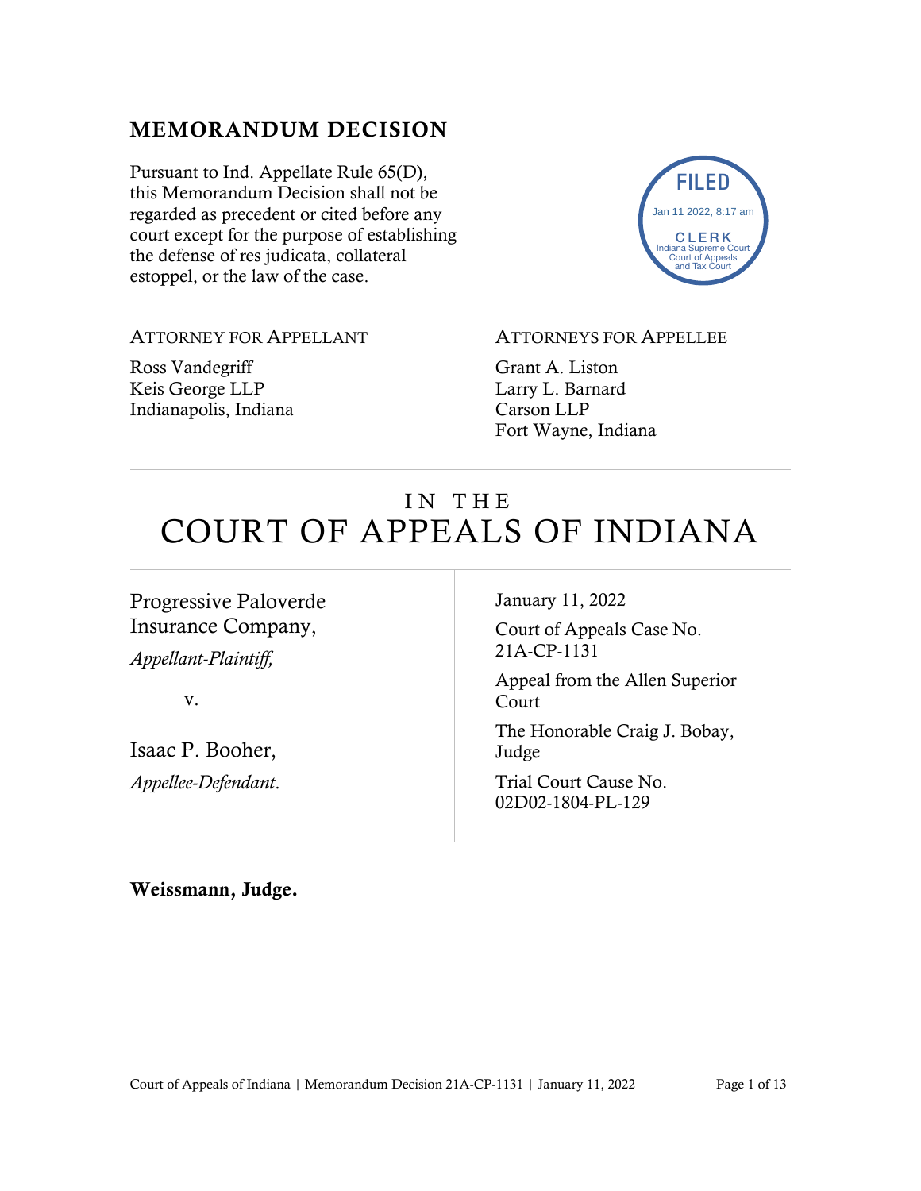## MEMORANDUM DECISION

Pursuant to Ind. Appellate Rule 65(D), this Memorandum Decision shall not be regarded as precedent or cited before any court except for the purpose of establishing the defense of res judicata, collateral estoppel, or the law of the case.

FILED
Jan 11 2022, 8:17 am
CLERK
Indiana Supreme Court
Court of Appeals
and Tax Court

ATTORNEY FOR APPELLANT

Ross Vandegriff
Keis George LLP
Indianapolis, Indiana

ATTORNEYS FOR APPELLEE

Grant A. Liston
Larry L. Barnard
Carson LLP
Fort Wayne, Indiana

# IN THE COURT OF APPEALS OF INDIANA

Progressive Paloverde Insurance Company,
*Appellant-Plaintiff,*

v.

Isaac P. Booher,
*Appellee-Defendant*.

January 11, 2022

Court of Appeals Case No. 21A-CP-1131

Appeal from the Allen Superior Court

The Honorable Craig J. Bobay, Judge

Trial Court Cause No. 02D02-1804-PL-129

**Weissmann, Judge.**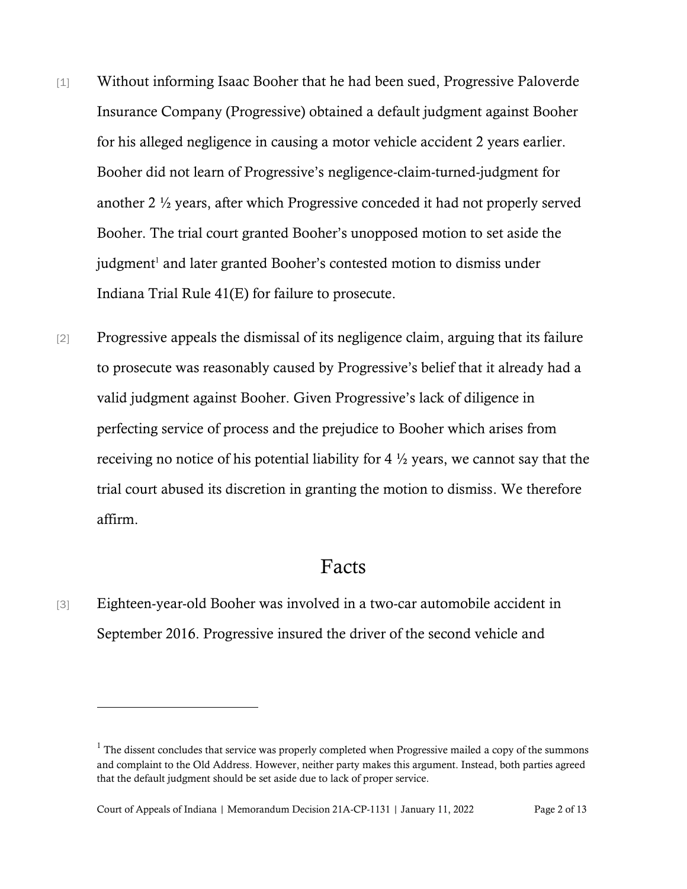[1] Without informing Isaac Booher that he had been sued, Progressive Paloverde Insurance Company (Progressive) obtained a default judgment against Booher for his alleged negligence in causing a motor vehicle accident 2 years earlier. Booher did not learn of Progressive's negligence-claim-turned-judgment for another 2 ½ years, after which Progressive conceded it had not properly served Booher. The trial court granted Booher's unopposed motion to set aside the judgment[1] and later granted Booher's contested motion to dismiss under Indiana Trial Rule 41(E) for failure to prosecute.

[2] Progressive appeals the dismissal of its negligence claim, arguing that its failure to prosecute was reasonably caused by Progressive's belief that it already had a valid judgment against Booher. Given Progressive's lack of diligence in perfecting service of process and the prejudice to Booher which arises from receiving no notice of his potential liability for 4 ½ years, we cannot say that the trial court abused its discretion in granting the motion to dismiss. We therefore affirm.

## Facts

[3] Eighteen-year-old Booher was involved in a two-car automobile accident in September 2016. Progressive insured the driver of the second vehicle and

---

[1] The dissent concludes that service was properly completed when Progressive mailed a copy of the summons and complaint to the Old Address. However, neither party makes this argument. Instead, both parties agreed that the default judgment should be set aside due to lack of proper service.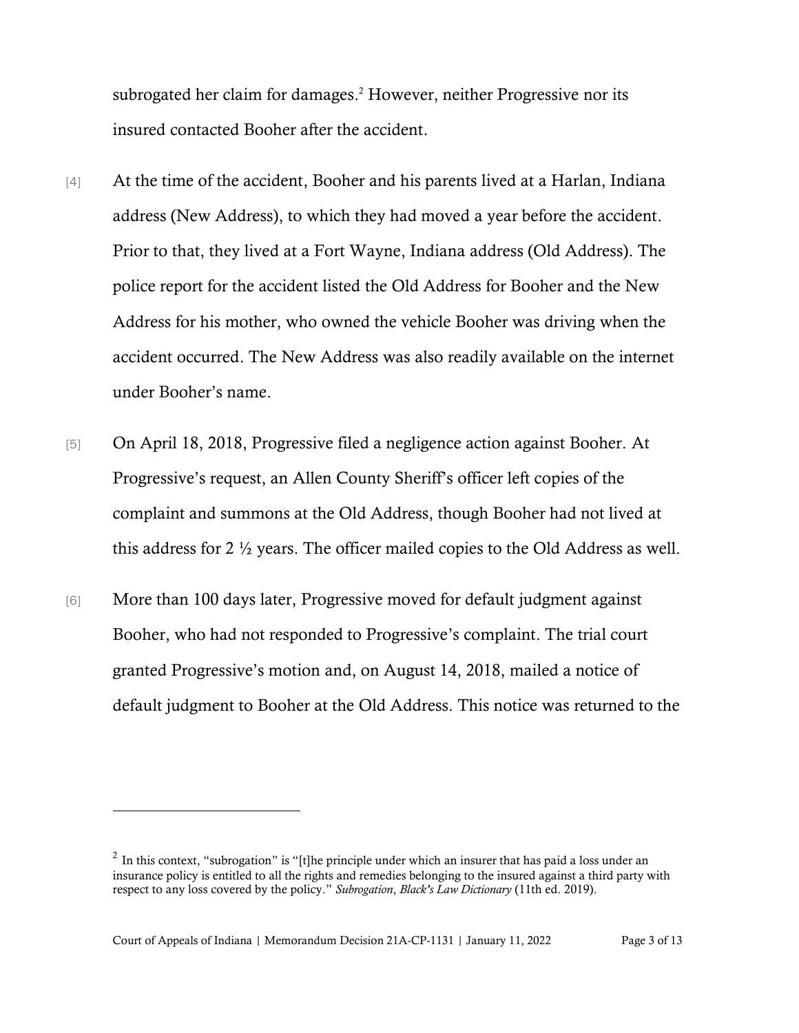subrogated her claim for damages.[2] However, neither Progressive nor its insured contacted Booher after the accident.

[4] At the time of the accident, Booher and his parents lived at a Harlan, Indiana address (New Address), to which they had moved a year before the accident. Prior to that, they lived at a Fort Wayne, Indiana address (Old Address). The police report for the accident listed the Old Address for Booher and the New Address for his mother, who owned the vehicle Booher was driving when the accident occurred. The New Address was also readily available on the internet under Booher's name.

[5] On April 18, 2018, Progressive filed a negligence action against Booher. At Progressive's request, an Allen County Sheriff's officer left copies of the complaint and summons at the Old Address, though Booher had not lived at this address for 2 ½ years. The officer mailed copies to the Old Address as well.

[6] More than 100 days later, Progressive moved for default judgment against Booher, who had not responded to Progressive's complaint. The trial court granted Progressive's motion and, on August 14, 2018, mailed a notice of default judgment to Booher at the Old Address. This notice was returned to the

---

[2] In this context, "subrogation" is "[t]he principle under which an insurer that has paid a loss under an insurance policy is entitled to all the rights and remedies belonging to the insured against a third party with respect to any loss covered by the policy." *Subrogation*, *Black's Law Dictionary* (11th ed. 2019).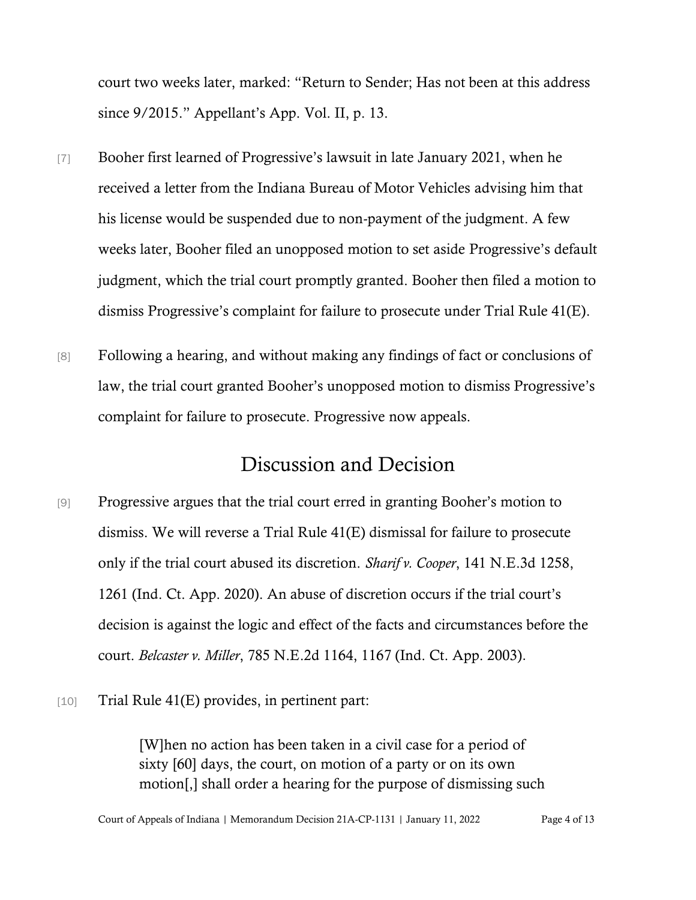court two weeks later, marked: "Return to Sender; Has not been at this address since 9/2015." Appellant's App. Vol. II, p. 13.

[7] Booher first learned of Progressive's lawsuit in late January 2021, when he received a letter from the Indiana Bureau of Motor Vehicles advising him that his license would be suspended due to non-payment of the judgment. A few weeks later, Booher filed an unopposed motion to set aside Progressive's default judgment, which the trial court promptly granted. Booher then filed a motion to dismiss Progressive's complaint for failure to prosecute under Trial Rule 41(E).

[8] Following a hearing, and without making any findings of fact or conclusions of law, the trial court granted Booher's unopposed motion to dismiss Progressive's complaint for failure to prosecute. Progressive now appeals.

## Discussion and Decision

[9] Progressive argues that the trial court erred in granting Booher's motion to dismiss. We will reverse a Trial Rule 41(E) dismissal for failure to prosecute only if the trial court abused its discretion. *Sharif v. Cooper*, 141 N.E.3d 1258, 1261 (Ind. Ct. App. 2020). An abuse of discretion occurs if the trial court's decision is against the logic and effect of the facts and circumstances before the court. *Belcaster v. Miller*, 785 N.E.2d 1164, 1167 (Ind. Ct. App. 2003).

[10] Trial Rule 41(E) provides, in pertinent part:

> [W]hen no action has been taken in a civil case for a period of sixty [60] days, the court, on motion of a party or on its own motion[,] shall order a hearing for the purpose of dismissing such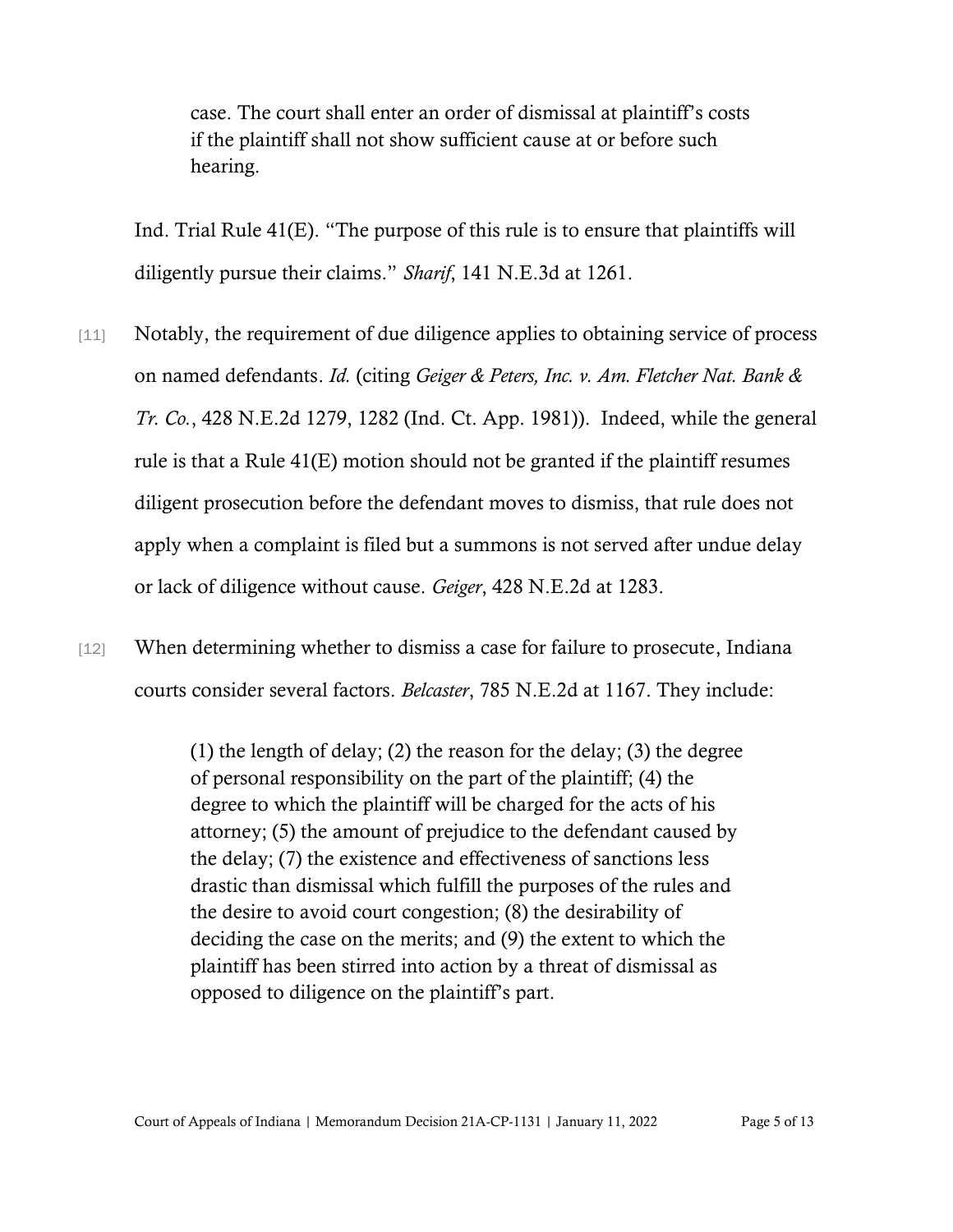> case. The court shall enter an order of dismissal at plaintiff's costs if the plaintiff shall not show sufficient cause at or before such hearing.

Ind. Trial Rule 41(E). "The purpose of this rule is to ensure that plaintiffs will diligently pursue their claims." *Sharif*, 141 N.E.3d at 1261.

[11] Notably, the requirement of due diligence applies to obtaining service of process on named defendants. *Id.* (citing *Geiger & Peters, Inc. v. Am. Fletcher Nat. Bank & Tr. Co.*, 428 N.E.2d 1279, 1282 (Ind. Ct. App. 1981)). Indeed, while the general rule is that a Rule 41(E) motion should not be granted if the plaintiff resumes diligent prosecution before the defendant moves to dismiss, that rule does not apply when a complaint is filed but a summons is not served after undue delay or lack of diligence without cause. *Geiger*, 428 N.E.2d at 1283.

[12] When determining whether to dismiss a case for failure to prosecute, Indiana courts consider several factors. *Belcaster*, 785 N.E.2d at 1167. They include:

> (1) the length of delay; (2) the reason for the delay; (3) the degree of personal responsibility on the part of the plaintiff; (4) the degree to which the plaintiff will be charged for the acts of his attorney; (5) the amount of prejudice to the defendant caused by the delay; (7) the existence and effectiveness of sanctions less drastic than dismissal which fulfill the purposes of the rules and the desire to avoid court congestion; (8) the desirability of deciding the case on the merits; and (9) the extent to which the plaintiff has been stirred into action by a threat of dismissal as opposed to diligence on the plaintiff's part.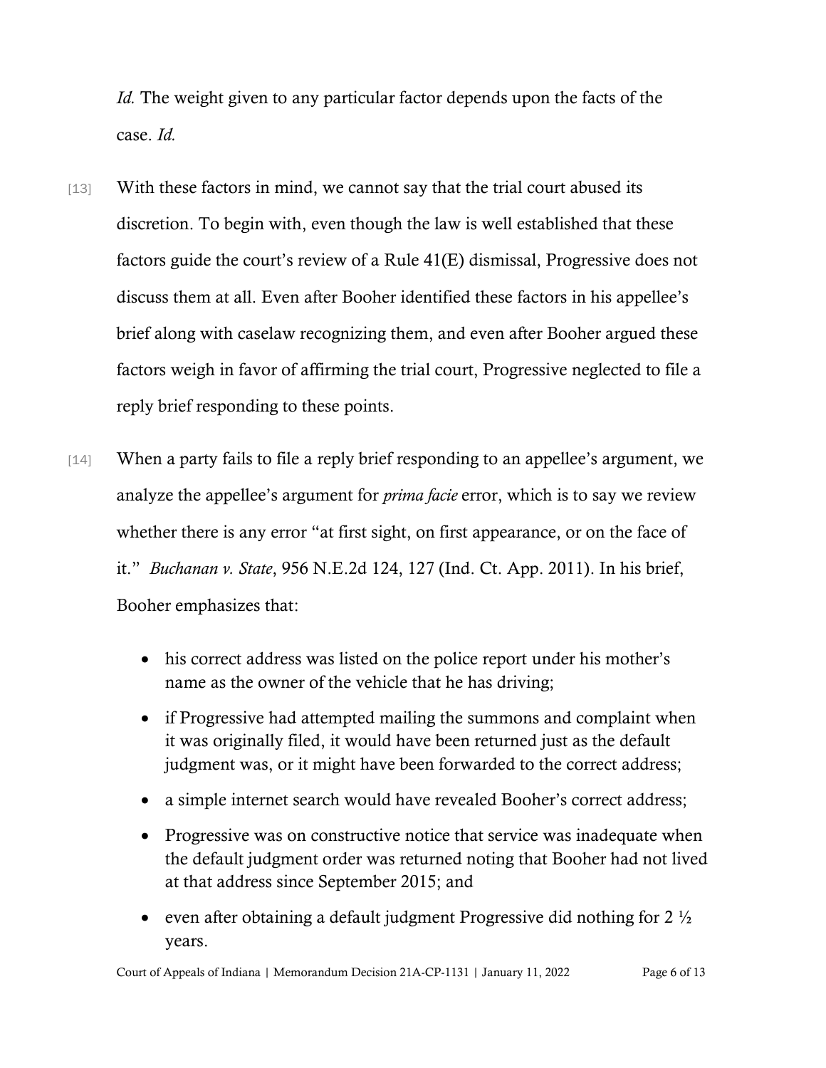*Id.* The weight given to any particular factor depends upon the facts of the case. *Id.*

[13] With these factors in mind, we cannot say that the trial court abused its discretion. To begin with, even though the law is well established that these factors guide the court's review of a Rule 41(E) dismissal, Progressive does not discuss them at all. Even after Booher identified these factors in his appellee's brief along with caselaw recognizing them, and even after Booher argued these factors weigh in favor of affirming the trial court, Progressive neglected to file a reply brief responding to these points.

[14] When a party fails to file a reply brief responding to an appellee's argument, we analyze the appellee's argument for *prima facie* error, which is to say we review whether there is any error "at first sight, on first appearance, or on the face of it." *Buchanan v. State*, 956 N.E.2d 124, 127 (Ind. Ct. App. 2011). In his brief, Booher emphasizes that:

- his correct address was listed on the police report under his mother's name as the owner of the vehicle that he has driving;
- if Progressive had attempted mailing the summons and complaint when it was originally filed, it would have been returned just as the default judgment was, or it might have been forwarded to the correct address;
- a simple internet search would have revealed Booher's correct address;
- Progressive was on constructive notice that service was inadequate when the default judgment order was returned noting that Booher had not lived at that address since September 2015; and
- even after obtaining a default judgment Progressive did nothing for 2 ½ years.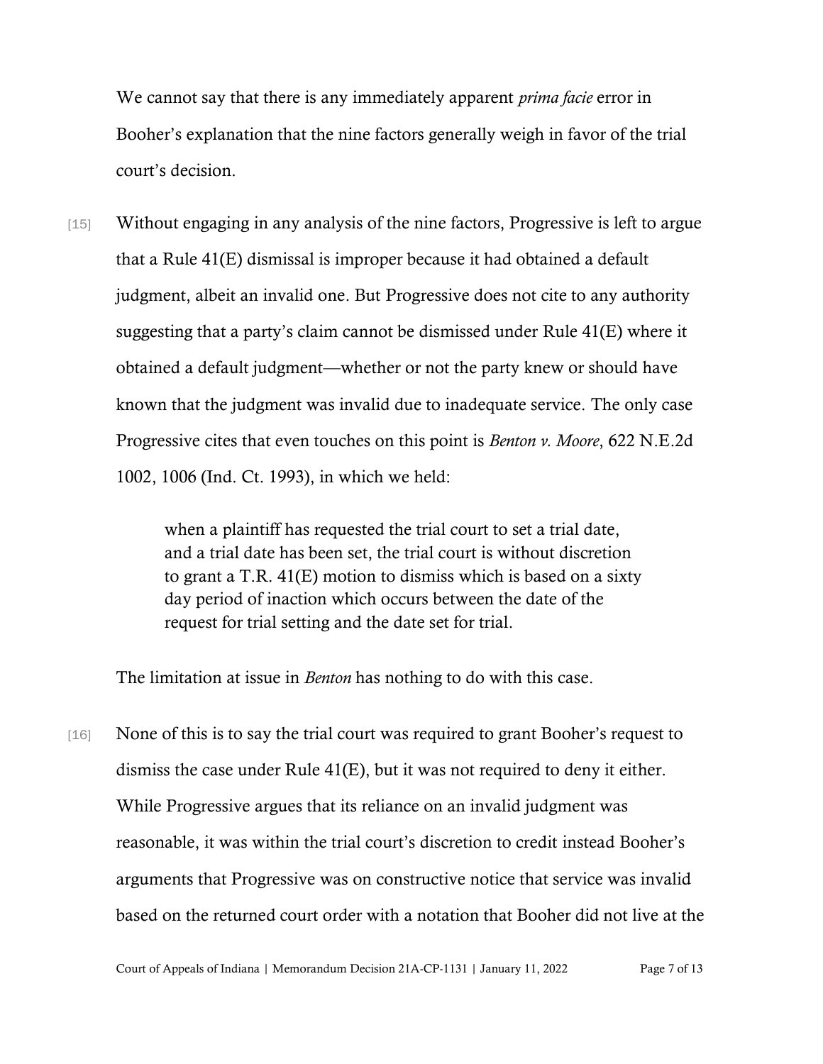We cannot say that there is any immediately apparent *prima facie* error in Booher's explanation that the nine factors generally weigh in favor of the trial court's decision.

[15] Without engaging in any analysis of the nine factors, Progressive is left to argue that a Rule 41(E) dismissal is improper because it had obtained a default judgment, albeit an invalid one. But Progressive does not cite to any authority suggesting that a party's claim cannot be dismissed under Rule 41(E) where it obtained a default judgment—whether or not the party knew or should have known that the judgment was invalid due to inadequate service. The only case Progressive cites that even touches on this point is *Benton v. Moore*, 622 N.E.2d 1002, 1006 (Ind. Ct. 1993), in which we held:

> when a plaintiff has requested the trial court to set a trial date, and a trial date has been set, the trial court is without discretion to grant a T.R. 41(E) motion to dismiss which is based on a sixty day period of inaction which occurs between the date of the request for trial setting and the date set for trial.

The limitation at issue in *Benton* has nothing to do with this case.

[16] None of this is to say the trial court was required to grant Booher's request to dismiss the case under Rule 41(E), but it was not required to deny it either. While Progressive argues that its reliance on an invalid judgment was reasonable, it was within the trial court's discretion to credit instead Booher's arguments that Progressive was on constructive notice that service was invalid based on the returned court order with a notation that Booher did not live at the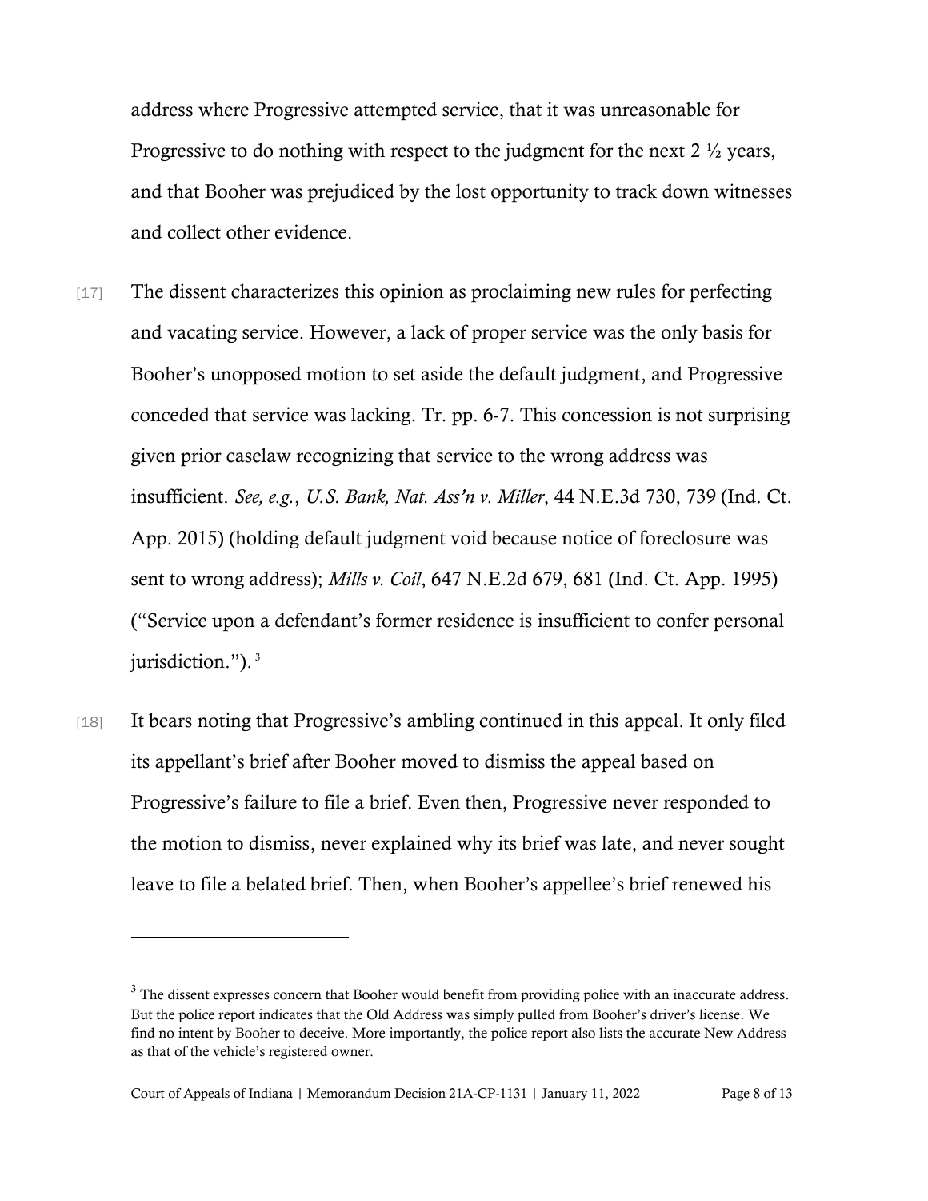address where Progressive attempted service, that it was unreasonable for Progressive to do nothing with respect to the judgment for the next 2 ½ years, and that Booher was prejudiced by the lost opportunity to track down witnesses and collect other evidence.

[17] The dissent characterizes this opinion as proclaiming new rules for perfecting and vacating service. However, a lack of proper service was the only basis for Booher's unopposed motion to set aside the default judgment, and Progressive conceded that service was lacking. Tr. pp. 6-7. This concession is not surprising given prior caselaw recognizing that service to the wrong address was insufficient. *See, e.g.*, *U.S. Bank, Nat. Ass'n v. Miller*, 44 N.E.3d 730, 739 (Ind. Ct. App. 2015) (holding default judgment void because notice of foreclosure was sent to wrong address); *Mills v. Coil*, 647 N.E.2d 679, 681 (Ind. Ct. App. 1995) ("Service upon a defendant's former residence is insufficient to confer personal jurisdiction.").[3]

[18] It bears noting that Progressive's ambling continued in this appeal. It only filed its appellant's brief after Booher moved to dismiss the appeal based on Progressive's failure to file a brief. Even then, Progressive never responded to the motion to dismiss, never explained why its brief was late, and never sought leave to file a belated brief. Then, when Booher's appellee's brief renewed his

---

[3] The dissent expresses concern that Booher would benefit from providing police with an inaccurate address. But the police report indicates that the Old Address was simply pulled from Booher's driver's license. We find no intent by Booher to deceive. More importantly, the police report also lists the accurate New Address as that of the vehicle's registered owner.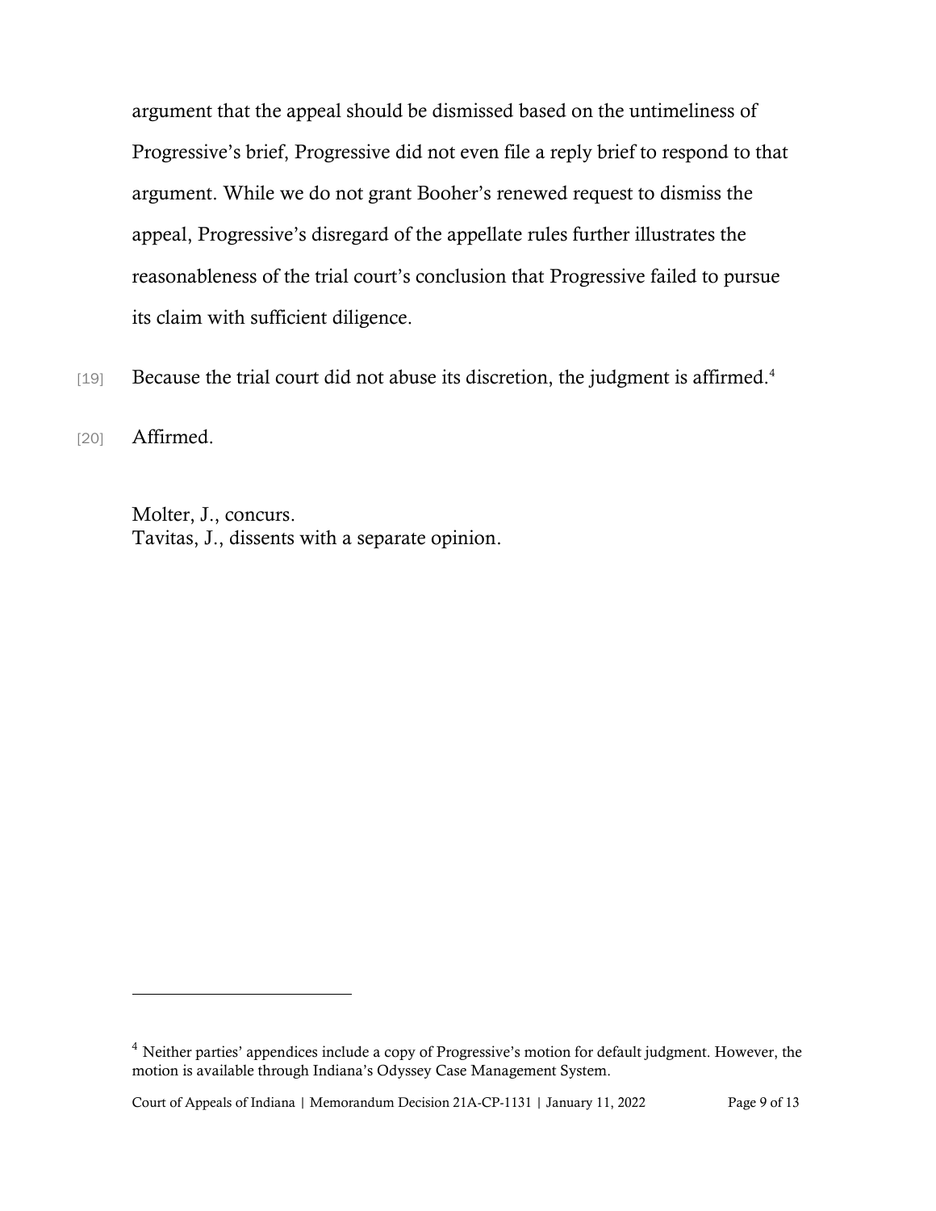argument that the appeal should be dismissed based on the untimeliness of Progressive's brief, Progressive did not even file a reply brief to respond to that argument. While we do not grant Booher's renewed request to dismiss the appeal, Progressive's disregard of the appellate rules further illustrates the reasonableness of the trial court's conclusion that Progressive failed to pursue its claim with sufficient diligence.

[19] Because the trial court did not abuse its discretion, the judgment is affirmed.[4]

[20] Affirmed.

Molter, J., concurs.
Tavitas, J., dissents with a separate opinion.

---

[4] Neither parties' appendices include a copy of Progressive's motion for default judgment. However, the motion is available through Indiana's Odyssey Case Management System.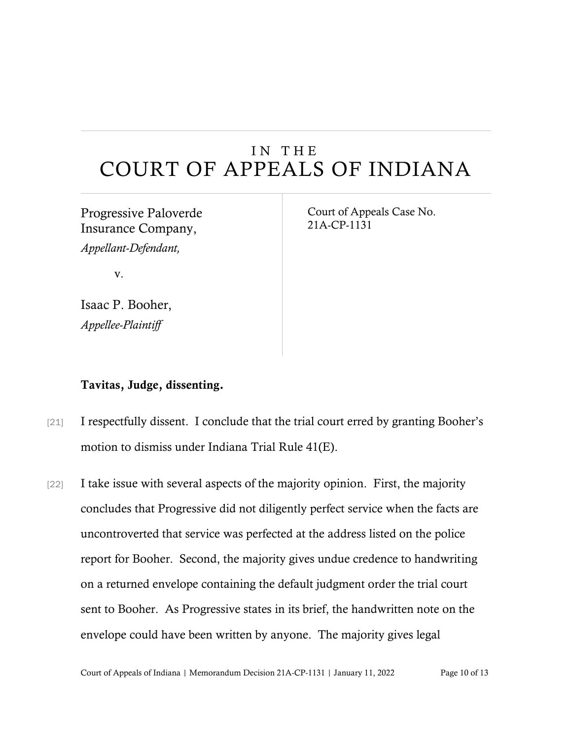# IN THE COURT OF APPEALS OF INDIANA

| | |
|---|---|
| Progressive Paloverde Insurance Company,<br>*Appellant-Defendant,*<br><br>v.<br><br>Isaac P. Booher,<br>*Appellee-Plaintiff* | Court of Appeals Case No. 21A-CP-1131 |

**Tavitas, Judge, dissenting.**

[21] I respectfully dissent. I conclude that the trial court erred by granting Booher's motion to dismiss under Indiana Trial Rule 41(E).

[22] I take issue with several aspects of the majority opinion. First, the majority concludes that Progressive did not diligently perfect service when the facts are uncontroverted that service was perfected at the address listed on the police report for Booher. Second, the majority gives undue credence to handwriting on a returned envelope containing the default judgment order the trial court sent to Booher. As Progressive states in its brief, the handwritten note on the envelope could have been written by anyone. The majority gives legal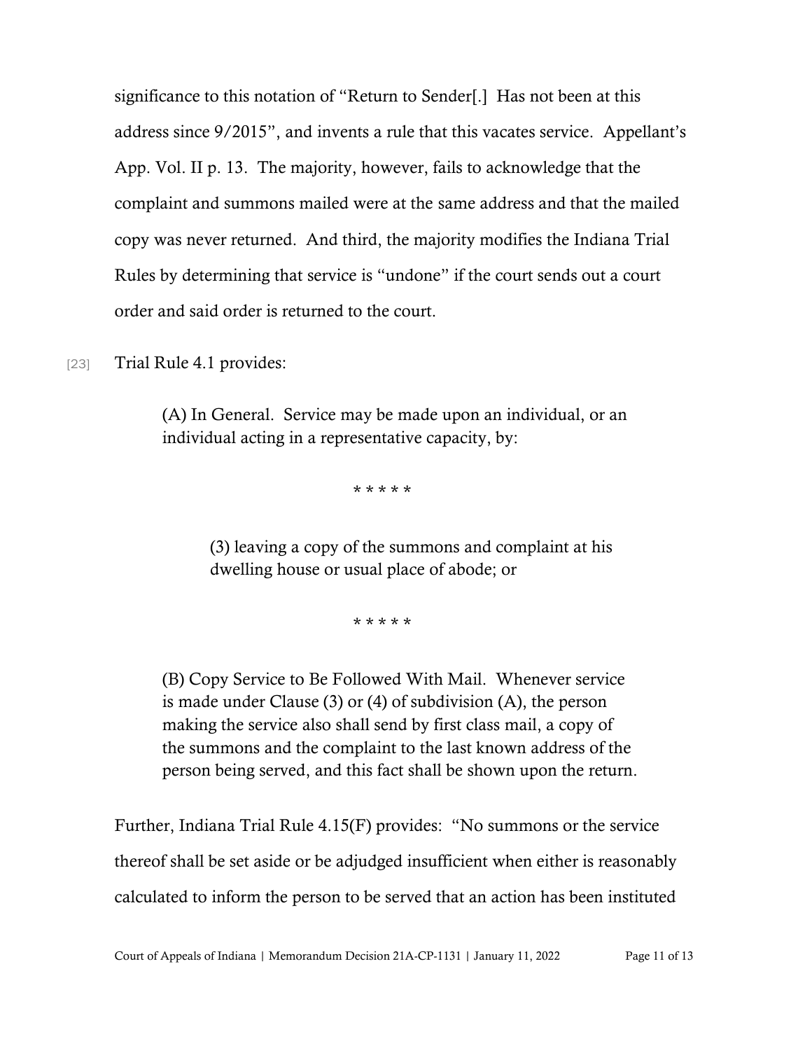significance to this notation of "Return to Sender[.] Has not been at this address since 9/2015", and invents a rule that this vacates service. Appellant's App. Vol. II p. 13. The majority, however, fails to acknowledge that the complaint and summons mailed were at the same address and that the mailed copy was never returned. And third, the majority modifies the Indiana Trial Rules by determining that service is "undone" if the court sends out a court order and said order is returned to the court.

[23] Trial Rule 4.1 provides:

> (A) In General. Service may be made upon an individual, or an individual acting in a representative capacity, by:
>
> \* \* \* \* \*
>
> > (3) leaving a copy of the summons and complaint at his dwelling house or usual place of abode; or
>
> \* \* \* \* \*
>
> (B) Copy Service to Be Followed With Mail. Whenever service is made under Clause (3) or (4) of subdivision (A), the person making the service also shall send by first class mail, a copy of the summons and the complaint to the last known address of the person being served, and this fact shall be shown upon the return.

Further, Indiana Trial Rule 4.15(F) provides: "No summons or the service thereof shall be set aside or be adjudged insufficient when either is reasonably calculated to inform the person to be served that an action has been instituted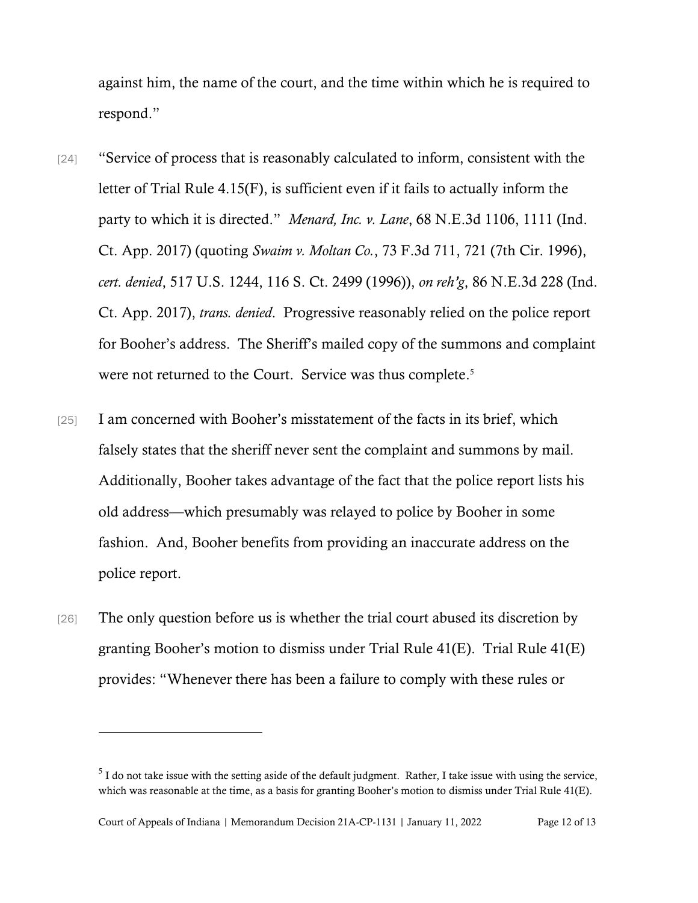against him, the name of the court, and the time within which he is required to respond."

[24] "Service of process that is reasonably calculated to inform, consistent with the letter of Trial Rule 4.15(F), is sufficient even if it fails to actually inform the party to which it is directed." *Menard, Inc. v. Lane*, 68 N.E.3d 1106, 1111 (Ind. Ct. App. 2017) (quoting *Swaim v. Moltan Co.*, 73 F.3d 711, 721 (7th Cir. 1996), *cert. denied*, 517 U.S. 1244, 116 S. Ct. 2499 (1996)), *on reh'g*, 86 N.E.3d 228 (Ind. Ct. App. 2017), *trans. denied*. Progressive reasonably relied on the police report for Booher's address. The Sheriff's mailed copy of the summons and complaint were not returned to the Court. Service was thus complete.[5]

[25] I am concerned with Booher's misstatement of the facts in its brief, which falsely states that the sheriff never sent the complaint and summons by mail. Additionally, Booher takes advantage of the fact that the police report lists his old address—which presumably was relayed to police by Booher in some fashion. And, Booher benefits from providing an inaccurate address on the police report.

[26] The only question before us is whether the trial court abused its discretion by granting Booher's motion to dismiss under Trial Rule 41(E). Trial Rule 41(E) provides: "Whenever there has been a failure to comply with these rules or

---

[5] I do not take issue with the setting aside of the default judgment. Rather, I take issue with using the service, which was reasonable at the time, as a basis for granting Booher's motion to dismiss under Trial Rule 41(E).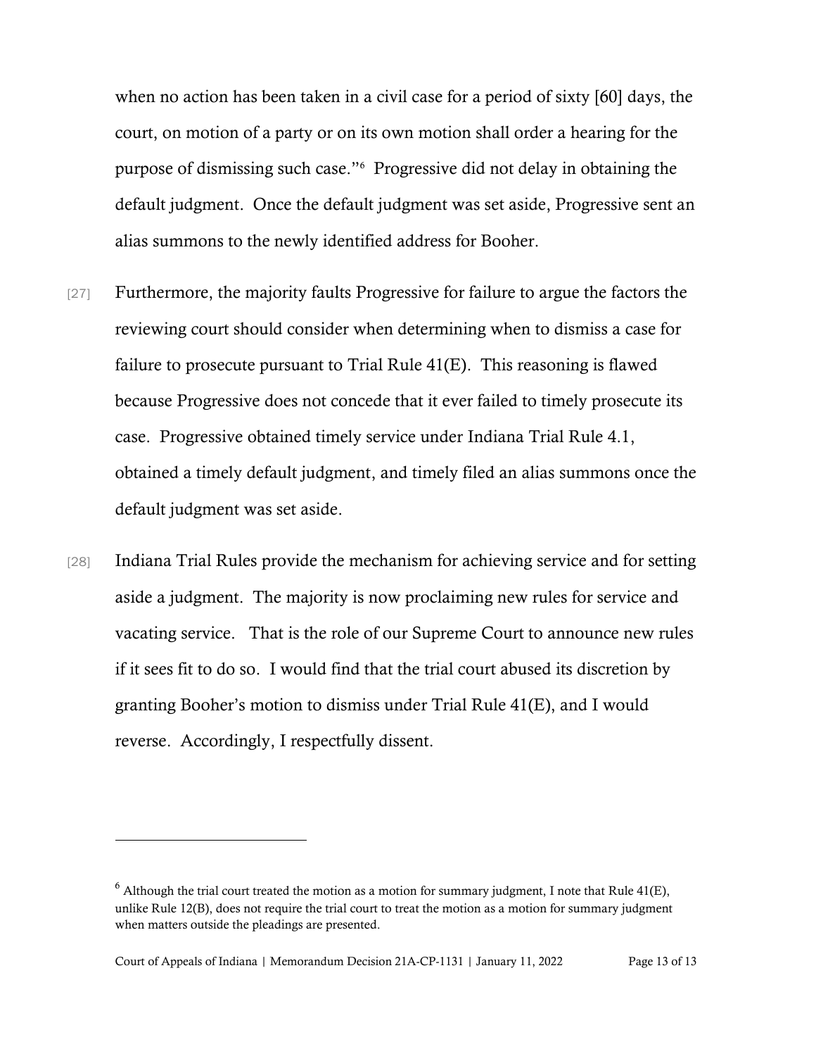when no action has been taken in a civil case for a period of sixty [60] days, the court, on motion of a party or on its own motion shall order a hearing for the purpose of dismissing such case."[6] Progressive did not delay in obtaining the default judgment. Once the default judgment was set aside, Progressive sent an alias summons to the newly identified address for Booher.

[27] Furthermore, the majority faults Progressive for failure to argue the factors the reviewing court should consider when determining when to dismiss a case for failure to prosecute pursuant to Trial Rule 41(E). This reasoning is flawed because Progressive does not concede that it ever failed to timely prosecute its case. Progressive obtained timely service under Indiana Trial Rule 4.1, obtained a timely default judgment, and timely filed an alias summons once the default judgment was set aside.

[28] Indiana Trial Rules provide the mechanism for achieving service and for setting aside a judgment. The majority is now proclaiming new rules for service and vacating service. That is the role of our Supreme Court to announce new rules if it sees fit to do so. I would find that the trial court abused its discretion by granting Booher's motion to dismiss under Trial Rule 41(E), and I would reverse. Accordingly, I respectfully dissent.

---

[6] Although the trial court treated the motion as a motion for summary judgment, I note that Rule 41(E), unlike Rule 12(B), does not require the trial court to treat the motion as a motion for summary judgment when matters outside the pleadings are presented.